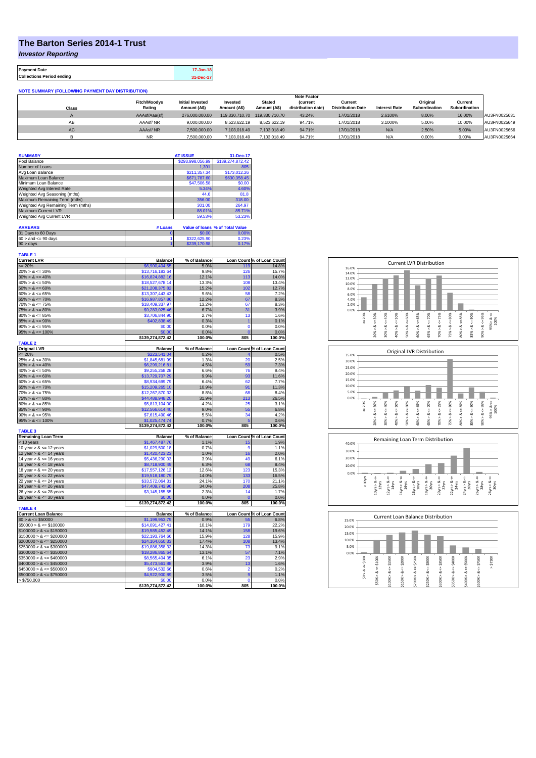# The Barton Series 2014-1 Trust

*Investor Reporting*

| Payment Date | 17-Jan-18 |
|---|---|
| Collections Period ending | 31-Dec-17 |

**NOTE SUMMARY (FOLLOWING PAYMENT DAY DISTRIBUTION)**

| Class | Fitch/Moodys Rating | Initial Invested Amount (A$) | Invested Amount (A$) | Stated Amount (A$) | Note Factor (current distribution date) | Current Distribution Date | Interest Rate | Original Subordination | Current Subordination | |
|---|---|---|---|---|---|---|---|---|---|---|
| A | AAAsf/Aaa(sf) | 276,000,000.00 | 119,330,710.70 | 119,330,710.70 | 43.24% | 17/01/2018 | 2.6100% | 8.00% | 16.00% | AU3FN0025631 |
| AB | AAAsf/ NR | 9,000,000.00 | 8,523,622.19 | 8,523,622.19 | 94.71% | 17/01/2018 | 3.1000% | 5.00% | 10.00% | AU3FN0025649 |
| AC | AAAsf/ NR | 7,500,000.00 | 7,103,018.49 | 7,103,018.49 | 94.71% | 17/01/2018 | N/A | 2.50% | 5.00% | AU3FN0025656 |
| B | NR | 7,500,000.00 | 7,103,018.49 | 7,103,018.49 | 94.71% | 17/01/2018 | N/A | 0.00% | 0.00% | AU3FN0025664 |

| SUMMARY | AT ISSUE | 31-Dec-17 |
|---|---|---|
| Pool Balance | $293,998,056.99 | $139,274,872.42 |
| Number of Loans | 1,391 | 805 |
| Avg Loan Balance | $211,357.34 | $173,012.26 |
| Maximum Loan Balance | $671,787.60 | $630,358.45 |
| Minimum Loan Balance | $47,506.58 | $0.00 |
| Weighted Avg Interest Rate | 5.34% | 4.60% |
| Weighted Avg Seasoning (mths) | 44.6 | 81.8 |
| Maximum Remaining Term (mths) | 356.00 | 318.00 |
| Weighted Avg Remaining Term (mths) | 301.00 | 264.97 |
| Maximum Current LVR | 88.01% | 85.71% |
| Weighted Avg Current LVR | 59.53% | 53.23% |

| ARREARS | # Loans | Value of loans | % of Total Value |
|---|---|---|---|
| 31 Days to 60 Days | 0 | $0.00 | 0.00% |
| 60 > and <= 90 days | 1 | $322,625.90 | 0.23% |
| 90 > days | 1 | $239,170.98 | 0.17% |

**TABLE 1**

| Current LVR | Balance | % of Balance | Loan Count | % of Loan Count |
|---|---|---|---|---|
| <= 20% | $6,900,404.55 | 5.0% | 119 | 14.8% |
| 20% > & <= 30% | $13,716,183.64 | 9.8% | 126 | 15.7% |
| 30% > & <= 40% | $16,824,882.16 | 12.1% | 113 | 14.0% |
| 40% > & <= 50% | $18,527,678.14 | 13.3% | 108 | 13.4% |
| 50% > & <= 60% | $21,208,375.82 | 15.2% | 102 | 12.7% |
| 60% > & <= 65% | $13,307,443.43 | 9.6% | 58 | 7.2% |
| 65% > & <= 70% | $16,987,857.86 | 12.2% | 67 | 8.3% |
| 70% > & <= 75% | $18,409,337.97 | 13.2% | 67 | 8.3% |
| 75% > & <= 80% | $9,283,025.46 | 6.7% | 31 | 3.9% |
| 80% > & <= 85% | $3,706,844.90 | 2.7% | 13 | 1.6% |
| 85% > & <= 90% | $402,838.49 | 0.3% | 1 | 0.1% |
| 90% > & <= 95% | $0.00 | 0.0% | 0 | 0.0% |
| 95% > & <= 100% | $0.00 | 0.0% | 0 | 0.0% |
| | $139,274,872.42 | 100.0% | 805 | 100.0% |

**TABLE 2**

| Original LVR | Balance | % of Balance | Loan Count | % of Loan Count |
|---|---|---|---|---|
| <= 20% | $223,541.04 | 0.2% | 4 | 0.5% |
| 25% > & <= 30% | $1,845,681.99 | 1.3% | 20 | 2.5% |
| 30% > & <= 40% | $6,299,216.81 | 4.5% | 59 | 7.3% |
| 40% > & <= 50% | $9,255,258.28 | 6.6% | 76 | 9.4% |
| 50% > & <= 60% | $13,729,707.29 | 9.9% | 93 | 11.6% |
| 60% > & <= 65% | $8,934,699.79 | 6.4% | 62 | 7.7% |
| 65% > & <= 70% | $15,209,265.10 | 10.9% | 91 | 11.3% |
| 70% > & <= 75% | $12,267,870.32 | 8.8% | 68 | 8.4% |
| 75% > & <= 80% | $44,488,948.20 | 31.9% | 213 | 26.5% |
| 80% > & <= 85% | $5,813,104.00 | 4.2% | 25 | 3.1% |
| 85% > & <= 90% | $12,566,614.40 | 9.0% | 55 | 6.8% |
| 90% > & <= 95% | $7,615,490.46 | 5.5% | 34 | 4.2% |
| 95% > & <= 100% | $1,025,474.74 | 0.7% | 5 | 0.6% |
| | $139,274,872.42 | 100.0% | 805 | 100.0% |

**TABLE 3**

| Remaining Loan Term | Balance | % of Balance | Loan Count | % of Loan Count |
|---|---|---|---|---|
| < 10 years | $1,467,487.76 | 1.1% | 15 | 1.9% |
| 10 year > & <= 12 years | $1,029,500.18 | 0.7% | 9 | 1.1% |
| 12 year > & <= 14 years | $1,420,423.23 | 1.0% | 16 | 2.0% |
| 14 year > & <= 16 years | $5,436,290.03 | 3.9% | 49 | 6.1% |
| 16 year > & <= 18 years | $8,718,900.49 | 6.3% | 68 | 8.4% |
| 18 year > & <= 20 years | $17,557,126.12 | 12.6% | 123 | 15.3% |
| 20 year > & <= 22 years | $19,518,180.79 | 14.0% | 133 | 16.5% |
| 22 year > & <= 24 years | $33,572,064.31 | 24.1% | 170 | 21.1% |
| 24 year > & <= 26 years | $47,409,743.96 | 34.0% | 208 | 25.8% |
| 26 year > & <= 28 years | $3,145,155.55 | 2.3% | 14 | 1.7% |
| 28 year > & <= 30 years | $0.00 | 0.0% | 0 | 0.0% |
| | $139,274,872.42 | 100.0% | 805 | 100.0% |

**TABLE 4**

| Current Loan Balance | Balance | % of Balance | Loan Count | % of Loan Count |
|---|---|---|---|---|
| $0 > & <= $50000 | $1,199,953.79 | 0.9% | 55 | 6.8% |
| $50000 > & <= $100000 | $14,091,427.41 | 10.1% | 179 | 22.2% |
| $100000 > & <= $150000 | $19,585,452.49 | 14.1% | 158 | 19.6% |
| $150000 > & <= $200000 | $22,193,764.66 | 15.9% | 128 | 15.9% |
| $200000 > & <= $250000 | $24,164,650.33 | 17.4% | 108 | 13.4% |
| $250000 > & <= $300000 | $19,886,358.32 | 14.3% | 73 | 9.1% |
| $300000 > & <= $350000 | $18,286,865.64 | 13.1% | 57 | 7.1% |
| $350000 > & <= $400000 | $8,565,404.35 | 6.1% | 23 | 2.9% |
| $400000 > & <= $450000 | $5,473,561.88 | 3.9% | 13 | 1.6% |
| $450000 > & <= $500000 | $904,532.66 | 0.6% | 2 | 0.2% |
| $500000 > & <= $750000 | $4,922,900.89 | 3.5% | 9 | 1.1% |
| > $750,000 | $0.00 | 0.0% | 0 | 0.0% |
| | $139,274,872.42 | 100.0% | 805 | 100.0% |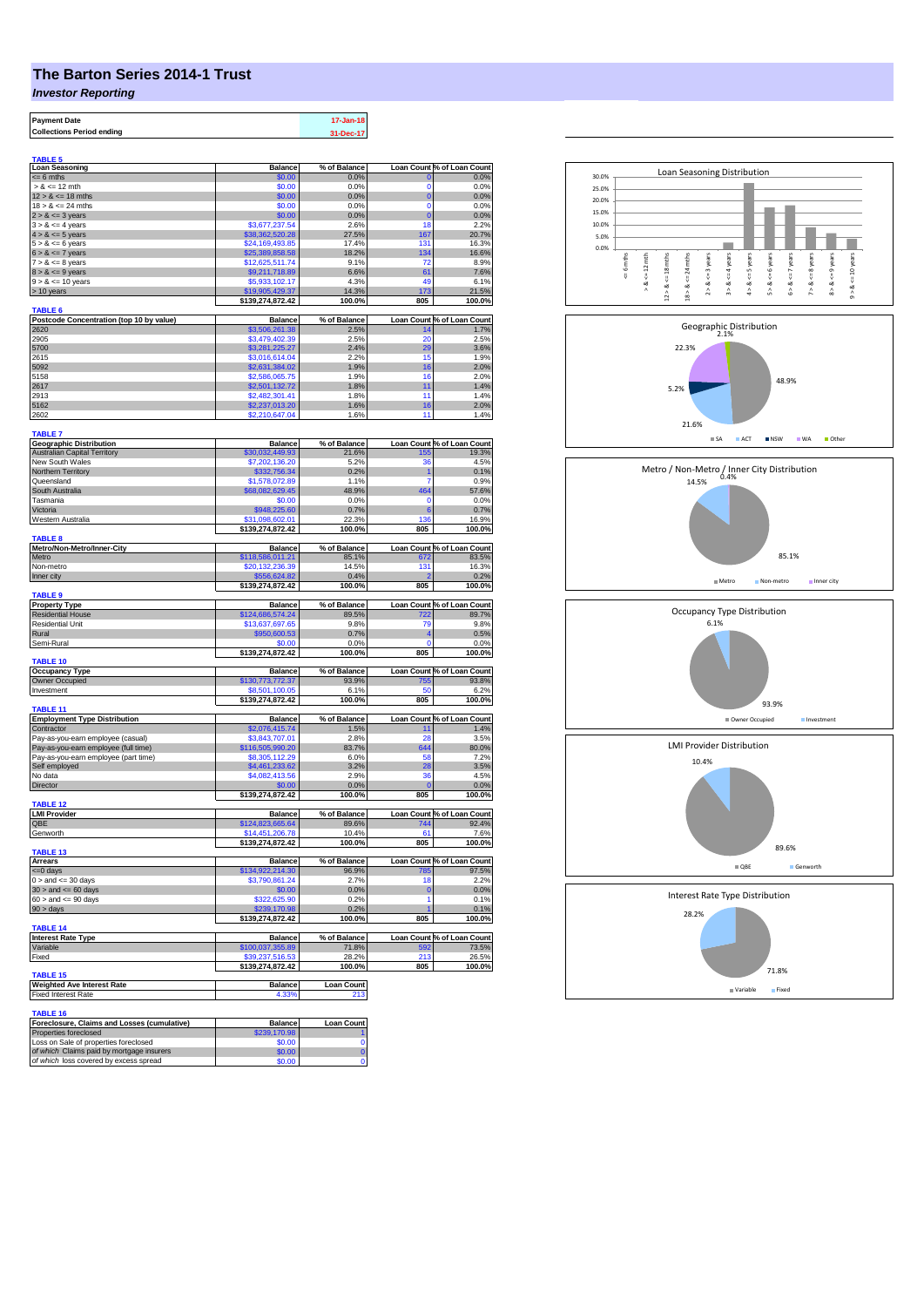# The Barton Series 2014-1 Trust

*Investor Reporting*

| | |
|---|---|
| **Payment Date** | 17-Jan-18 |
| **Collections Period ending** | 31-Dec-17 |

**TABLE 5**

| Loan Seasoning | Balance | % of Balance | Loan Count | % of Loan Count |
|---|---|---|---|---|
| <= 6 mths | $0.00 | 0.0% | 0 | 0.0% |
| > & <= 12 mth | $0.00 | 0.0% | 0 | 0.0% |
| 12 > & <= 18 mths | $0.00 | 0.0% | 0 | 0.0% |
| 18 > & <= 24 mths | $0.00 | 0.0% | 0 | 0.0% |
| 2 > & <= 3 years | $0.00 | 0.0% | 0 | 0.0% |
| 3 > & <= 4 years | $3,677,237.54 | 2.6% | 18 | 2.2% |
| 4 > & <= 5 years | $38,362,520.28 | 27.5% | 167 | 20.7% |
| 5 > & <= 6 years | $24,169,493.85 | 17.4% | 131 | 16.3% |
| 6 > & <= 7 years | $25,389,858.58 | 18.2% | 134 | 16.6% |
| 7 > & <= 8 years | $12,625,511.74 | 9.1% | 72 | 8.9% |
| 8 > & <= 9 years | $9,211,718.89 | 6.6% | 61 | 7.6% |
| 9 > & <= 10 years | $5,933,102.17 | 4.3% | 49 | 6.1% |
| > 10 years | $19,905,429.37 | 14.3% | 173 | 21.5% |
| | $139,274,872.42 | 100.0% | 805 | 100.0% |

**TABLE 6**

| Postcode Concentration (top 10 by value) | Balance | % of Balance | Loan Count | % of Loan Count |
|---|---|---|---|---|
| 2620 | $3,506,261.38 | 2.5% | 14 | 1.7% |
| 2905 | $3,479,402.39 | 2.5% | 20 | 2.5% |
| 5700 | $3,281,225.27 | 2.4% | 29 | 3.6% |
| 2615 | $3,016,614.04 | 2.2% | 15 | 1.9% |
| 5092 | $2,631,384.02 | 1.9% | 16 | 2.0% |
| 5158 | $2,586,065.75 | 1.9% | 16 | 2.0% |
| 2617 | $2,501,132.72 | 1.8% | 11 | 1.4% |
| 2913 | $2,482,301.41 | 1.8% | 11 | 1.4% |
| 5162 | $2,237,013.20 | 1.6% | 16 | 2.0% |
| 2602 | $2,210,647.04 | 1.6% | 11 | 1.4% |

**TABLE 7**

| Geographic Distribution | Balance | % of Balance | Loan Count | % of Loan Count |
|---|---|---|---|---|
| Australian Capital Territory | $30,032,449.93 | 21.6% | 155 | 19.3% |
| New South Wales | $7,202,136.20 | 5.2% | 36 | 4.5% |
| Northern Territory | $332,756.34 | 0.2% | 1 | 0.1% |
| Queensland | $1,578,072.89 | 1.1% | 7 | 0.9% |
| South Australia | $68,082,629.45 | 48.9% | 464 | 57.6% |
| Tasmania | $0.00 | 0.0% | 0 | 0.0% |
| Victoria | $948,225.60 | 0.7% | 6 | 0.7% |
| Western Australia | $31,098,602.01 | 22.3% | 136 | 16.9% |
| | $139,274,872.42 | 100.0% | 805 | 100.0% |

**TABLE 8**

| Metro/Non-Metro/Inner-City | Balance | % of Balance | Loan Count | % of Loan Count |
|---|---|---|---|---|
| Metro | $118,586,011.21 | 85.1% | 672 | 83.5% |
| Non-metro | $20,132,236.39 | 14.5% | 131 | 16.3% |
| Inner city | $556,624.82 | 0.4% | 2 | 0.2% |
| | $139,274,872.42 | 100.0% | 805 | 100.0% |

**TABLE 9**

| Property Type | Balance | % of Balance | Loan Count | % of Loan Count |
|---|---|---|---|---|
| Residential House | $124,686,574.24 | 89.5% | 722 | 89.7% |
| Residential Unit | $13,637,697.65 | 9.8% | 79 | 9.8% |
| Rural | $950,600.53 | 0.7% | 4 | 0.5% |
| Semi-Rural | $0.00 | 0.0% | 0 | 0.0% |
| | $139,274,872.42 | 100.0% | 805 | 100.0% |

**TABLE 10**

| Occupancy Type | Balance | % of Balance | Loan Count | % of Loan Count |
|---|---|---|---|---|
| Owner Occupied | $130,773,772.37 | 93.9% | 755 | 93.8% |
| Investment | $8,501,100.05 | 6.1% | 50 | 6.2% |
| | $139,274,872.42 | 100.0% | 805 | 100.0% |

**TABLE 11**

| Employment Type Distribution | Balance | % of Balance | Loan Count | % of Loan Count |
|---|---|---|---|---|
| Contractor | $2,076,415.74 | 1.5% | 11 | 1.4% |
| Pay-as-you-earn employee (casual) | $3,843,707.01 | 2.8% | 28 | 3.5% |
| Pay-as-you-earn employee (full time) | $116,505,990.20 | 83.7% | 644 | 80.0% |
| Pay-as-you-earn employee (part time) | $8,305,112.29 | 6.0% | 58 | 7.2% |
| Self employed | $4,461,233.62 | 3.2% | 28 | 3.5% |
| No data | $4,082,413.56 | 2.9% | 36 | 4.5% |
| Director | $0.00 | 0.0% | 0 | 0.0% |
| | $139,274,872.42 | 100.0% | 805 | 100.0% |

**TABLE 12**

| LMI Provider | Balance | % of Balance | Loan Count | % of Loan Count |
|---|---|---|---|---|
| QBE | $124,823,665.64 | 89.6% | 744 | 92.4% |
| Genworth | $14,451,206.78 | 10.4% | 61 | 7.6% |
| | $139,274,872.42 | 100.0% | 805 | 100.0% |

**TABLE 13**

| Arrears | Balance | % of Balance | Loan Count | % of Loan Count |
|---|---|---|---|---|
| <=0 days | $134,922,214.30 | 96.9% | 785 | 97.5% |
| 0 > and <= 30 days | $3,790,861.24 | 2.7% | 18 | 2.2% |
| 30 > and <= 60 days | $0.00 | 0.0% | 0 | 0.0% |
| 60 > and <= 90 days | $322,625.90 | 0.2% | 1 | 0.1% |
| 90 > days | $239,170.98 | 0.2% | 1 | 0.1% |
| | $139,274,872.42 | 100.0% | 805 | 100.0% |

**TABLE 14**

| Interest Rate Type | Balance | % of Balance | Loan Count | % of Loan Count |
|---|---|---|---|---|
| Variable | $100,037,355.89 | 71.8% | 592 | 73.5% |
| Fixed | $39,237,516.53 | 28.2% | 213 | 26.5% |
| | $139,274,872.42 | 100.0% | 805 | 100.0% |

**TABLE 15**

| Weighted Ave Interest Rate | Balance | Loan Count |
|---|---|---|
| Fixed Interest Rate | 4.33% | 213 |

**TABLE 16**

| Foreclosure, Claims and Losses (cumulative) | Balance | Loan Count |
|---|---|---|
| Properties foreclosed | $239,170.98 | 1 |
| Loss on Sale of properties foreclosed | $0.00 | 0 |
| *of which* Claims paid by mortgage insurers | $0.00 | 0 |
| *of which* loss covered by excess spread | $0.00 | 0 |

Loan Seasoning Distribution

30.0%
25.0%
20.0%
15.0%
10.0%
5.0%
0.0%

<= 6 mths
> & <= 12 mth
12 > & <= 18 mths
18 > & <= 24 mths
2 > & <= 3 years
3 > & <= 4 years
4 > & <= 5 years
5 > & <= 6 years
6 > & <= 7 years
7 > & <= 8 years
8 > & <= 9 years
9 > & <= 10 years

Geographic Distribution

2.1%
22.3%
48.9%
5.2%
21.6%

SA ACT NSW WA Other

Metro / Non-Metro / Inner City Distribution

0.4%
14.5%
85.1%

Metro Non-metro Inner city

Occupancy Type Distribution

6.1%
93.9%

Owner Occupied Investment

LMI Provider Distribution

10.4%
89.6%

QBE Genworth

Interest Rate Type Distribution

28.2%
71.8%

Variable Fixed